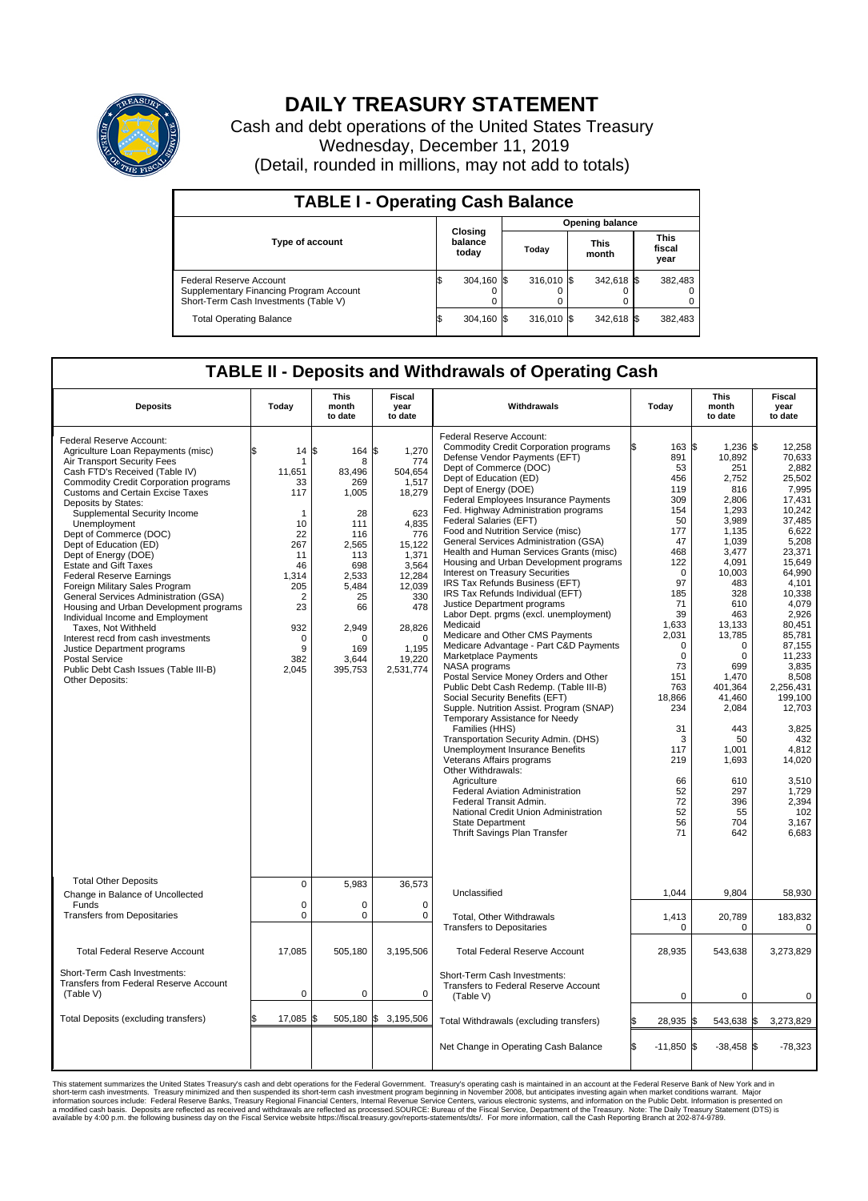# DAILY TREASURY STATEMENT

Cash and debt operations of the United States Treasury
Wednesday, December 11, 2019
(Detail, rounded in millions, may not add to totals)

## TABLE I - Operating Cash Balance

| Type of account | Closing balance today | Opening balance Today | Opening balance This month | Opening balance This fiscal year |
|---|---|---|---|---|
| Federal Reserve Account | $ 304,160 | $ 316,010 | $ 342,618 | $ 382,483 |
| Supplementary Financing Program Account | 0 | 0 | 0 | 0 |
| Short-Term Cash Investments (Table V) | 0 | 0 | 0 | 0 |
| Total Operating Balance | $ 304,160 | $ 316,010 | $ 342,618 | $ 382,483 |

## TABLE II - Deposits and Withdrawals of Operating Cash

| Deposits | Today | This month to date | Fiscal year to date | Withdrawals | Today | This month to date | Fiscal year to date |
|---|---|---|---|---|---|---|---|
| Federal Reserve Account: | | | | Federal Reserve Account: | | | |
| Agriculture Loan Repayments (misc) | $ 14 | $ 164 | $ 1,270 | Commodity Credit Corporation programs | $ 163 | $ 1,236 | $ 12,258 |
| Air Transport Security Fees | 1 | 8 | 774 | Defense Vendor Payments (EFT) | 891 | 10,892 | 70,633 |
| Cash FTD's Received (Table IV) | 11,651 | 83,496 | 504,654 | Dept of Commerce (DOC) | 53 | 251 | 2,882 |
| Commodity Credit Corporation programs | 33 | 269 | 1,517 | Dept of Education (ED) | 456 | 2,752 | 25,502 |
| Customs and Certain Excise Taxes | 117 | 1,005 | 18,279 | Dept of Energy (DOE) | 119 | 816 | 7,995 |
| Deposits by States: | | | | Federal Employees Insurance Payments | 309 | 2,806 | 17,431 |
| Supplemental Security Income | 1 | 28 | 623 | Fed. Highway Administration programs | 154 | 1,293 | 10,242 |
| Unemployment | 10 | 111 | 4,835 | Federal Salaries (EFT) | 50 | 3,989 | 37,485 |
| Dept of Commerce (DOC) | 22 | 116 | 776 | Food and Nutrition Service (misc) | 177 | 1,135 | 6,622 |
| Dept of Education (ED) | 267 | 2,565 | 15,122 | General Services Administration (GSA) | 47 | 1,039 | 5,208 |
| Dept of Energy (DOE) | 11 | 113 | 1,371 | Health and Human Services Grants (misc) | 468 | 3,477 | 23,371 |
| Estate and Gift Taxes | 46 | 698 | 3,564 | Housing and Urban Development programs | 122 | 4,091 | 15,649 |
| Federal Reserve Earnings | 1,314 | 2,533 | 12,284 | Interest on Treasury Securities | 0 | 10,003 | 64,990 |
| Foreign Military Sales Program | 205 | 5,484 | 12,039 | IRS Tax Refunds Business (EFT) | 97 | 483 | 4,101 |
| General Services Administration (GSA) | 2 | 25 | 330 | IRS Tax Refunds Individual (EFT) | 185 | 328 | 10,338 |
| Housing and Urban Development programs | 23 | 66 | 478 | Justice Department programs | 71 | 610 | 4,079 |
| Individual Income and Employment Taxes, Not Withheld | 932 | 2,949 | 28,826 | Labor Dept. prgms (excl. unemployment) | 39 | 463 | 2,926 |
| Interest recd from cash investments | 0 | 0 | 0 | Medicaid | 1,633 | 13,133 | 80,451 |
| Justice Department programs | 9 | 169 | 1,195 | Medicare and Other CMS Payments | 2,031 | 13,785 | 85,781 |
| Postal Service | 382 | 3,644 | 19,220 | Medicare Advantage - Part C&D Payments | 0 | 0 | 87,155 |
| Public Debt Cash Issues (Table III-B) | 2,045 | 395,753 | 2,531,774 | Marketplace Payments | 0 | 0 | 11,233 |
| Other Deposits: | | | | NASA programs | 73 | 699 | 3,835 |
| | | | | Postal Service Money Orders and Other | 151 | 1,470 | 8,508 |
| | | | | Public Debt Cash Redemp. (Table III-B) | 763 | 401,364 | 2,256,431 |
| | | | | Social Security Benefits (EFT) | 18,866 | 41,460 | 199,100 |
| | | | | Supple. Nutrition Assist. Program (SNAP) | 234 | 2,084 | 12,703 |
| | | | | Temporary Assistance for Needy Families (HHS) | 31 | 443 | 3,825 |
| | | | | Transportation Security Admin. (DHS) | 3 | 50 | 432 |
| | | | | Unemployment Insurance Benefits | 117 | 1,001 | 4,812 |
| | | | | Veterans Affairs programs | 219 | 1,693 | 14,020 |
| | | | | Other Withdrawals: | | | |
| | | | | Agriculture | 66 | 610 | 3,510 |
| | | | | Federal Aviation Administration | 52 | 297 | 1,729 |
| | | | | Federal Transit Admin. | 72 | 396 | 2,394 |
| | | | | National Credit Union Administration | 52 | 55 | 102 |
| | | | | State Department | 56 | 704 | 3,167 |
| | | | | Thrift Savings Plan Transfer | 71 | 642 | 6,683 |
| Total Other Deposits | 0 | 5,983 | 36,573 | Unclassified | 1,044 | 9,804 | 58,930 |
| Change in Balance of Uncollected Funds | 0 | 0 | 0 | | | | |
| Transfers from Depositaries | 0 | 0 | 0 | Total, Other Withdrawals | 1,413 | 20,789 | 183,832 |
| | | | | Transfers to Depositaries | 0 | 0 | 0 |
| Total Federal Reserve Account | 17,085 | 505,180 | 3,195,506 | Total Federal Reserve Account | 28,935 | 543,638 | 3,273,829 |
| Short-Term Cash Investments: Transfers from Federal Reserve Account (Table V) | 0 | 0 | 0 | Short-Term Cash Investments: Transfers to Federal Reserve Account (Table V) | 0 | 0 | 0 |
| Total Deposits (excluding transfers) | $ 17,085 | $ 505,180 | $ 3,195,506 | Total Withdrawals (excluding transfers) | $ 28,935 | $ 543,638 | $ 3,273,829 |
| | | | | Net Change in Operating Cash Balance | $ -11,850 | $ -38,458 | $ -78,323 |

This statement summarizes the United States Treasury's cash and debt operations for the Federal Government. Treasury's operating cash is maintained in an account at the Federal Reserve Bank of New York and in short-term cash investments. Treasury minimized and then suspended its short-term cash investment program beginning in November 2008, but anticipates investing again when market conditions warrant. Major information sources include: Federal Reserve Banks, Treasury Regional Financial Centers, Internal Revenue Service Centers, various electronic systems, and information on the Public Debt. Information is presented on a modified cash basis. Deposits are reflected as received and withdrawals are reflected as processed.SOURCE: Bureau of the Fiscal Service, Department of the Treasury. Note: The Daily Treasury Statement (DTS) is available by 4:00 p.m. the following business day on the Fiscal Service website https://fiscal.treasury.gov/reports-statements/dts/. For more information, call the Cash Reporting Branch at 202-874-9789.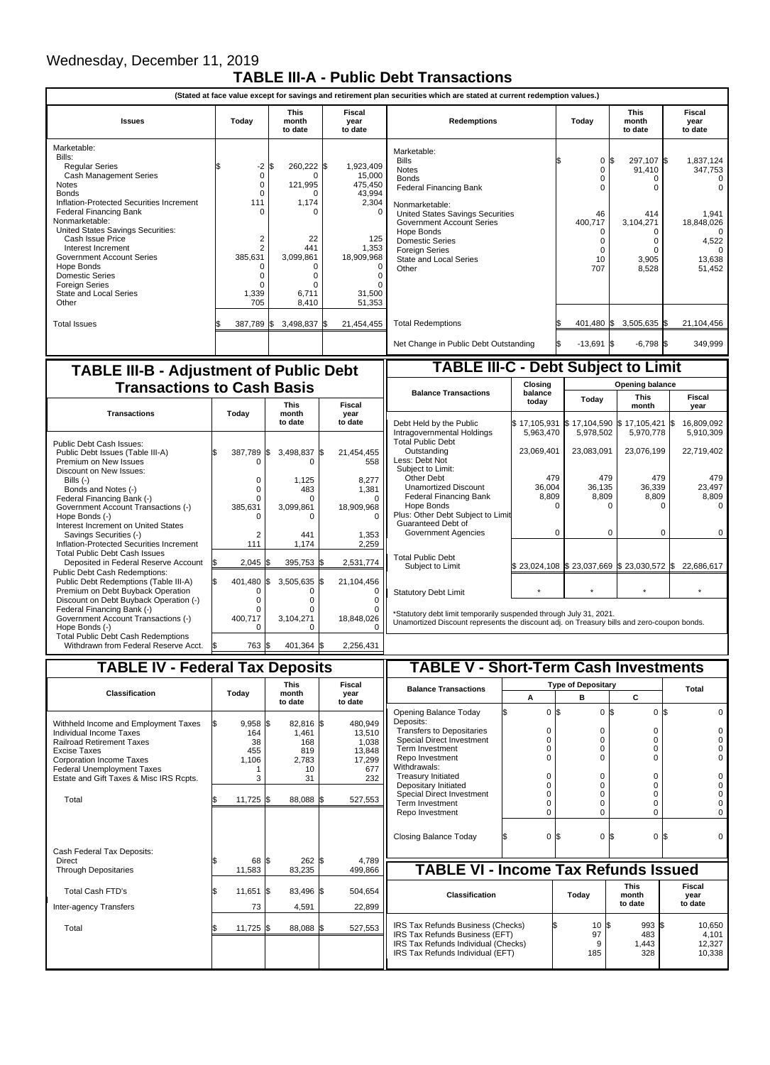Wednesday, December 11, 2019

# TABLE III-A - Public Debt Transactions

(Stated at face value except for savings and retirement plan securities which are stated at current redemption values.)

| Issues | Today | This month to date | Fiscal year to date |
|---|---|---|---|
| Marketable: | | | |
| Bills: | | | |
| Regular Series | $ -2 | $ 260,222 | $ 1,923,409 |
| Cash Management Series | 0 | 0 | 15,000 |
| Notes | 0 | 121,995 | 475,450 |
| Bonds | 0 | 0 | 43,994 |
| Inflation-Protected Securities Increment | 111 | 1,174 | 2,304 |
| Federal Financing Bank | 0 | 0 | 0 |
| Nonmarketable: | | | |
| United States Savings Securities: | | | |
| Cash Issue Price | 2 | 22 | 125 |
| Interest Increment | 2 | 441 | 1,353 |
| Government Account Series | 385,631 | 3,099,861 | 18,909,968 |
| Hope Bonds | 0 | 0 | 0 |
| Domestic Series | 0 | 0 | 0 |
| Foreign Series | 0 | 0 | 0 |
| State and Local Series | 1,339 | 6,711 | 31,500 |
| Other | 705 | 8,410 | 51,353 |
| Total Issues | $ 387,789 | $ 3,498,837 | $ 21,454,455 |

| Redemptions | Today | This month to date | Fiscal year to date |
|---|---|---|---|
| Marketable: | | | |
| Bills | $ 0 | $ 297,107 | $ 1,837,124 |
| Notes | 0 | 91,410 | 347,753 |
| Bonds | 0 | 0 | 0 |
| Federal Financing Bank | 0 | 0 | 0 |
| Nonmarketable: | | | |
| United States Savings Securities | 46 | 414 | 1,941 |
| Government Account Series | 400,717 | 3,104,271 | 18,848,026 |
| Hope Bonds | 0 | 0 | 0 |
| Domestic Series | 0 | 0 | 4,522 |
| Foreign Series | 0 | 0 | 0 |
| State and Local Series | 10 | 3,905 | 13,638 |
| Other | 707 | 8,528 | 51,452 |
| Total Redemptions | $ 401,480 | $ 3,505,635 | $ 21,104,456 |
| Net Change in Public Debt Outstanding | $ -13,691 | $ -6,798 | $ 349,999 |

# TABLE III-B - Adjustment of Public Debt Transactions to Cash Basis

| Transactions | Today | This month to date | Fiscal year to date |
|---|---|---|---|
| Public Debt Cash Issues: | | | |
| Public Debt Issues (Table III-A) | $ 387,789 | $ 3,498,837 | $ 21,454,455 |
| Premium on New Issues | 0 | 0 | 558 |
| Discount on New Issues: | | | |
| Bills (-) | 0 | 1,125 | 8,277 |
| Bonds and Notes (-) | 0 | 483 | 1,381 |
| Federal Financing Bank (-) | 0 | 0 | 0 |
| Government Account Transactions (-) | 385,631 | 3,099,861 | 18,909,968 |
| Hope Bonds (-) | 0 | 0 | 0 |
| Interest Increment on United States Savings Securities (-) | 2 | 441 | 1,353 |
| Inflation-Protected Securities Increment | 111 | 1,174 | 2,259 |
| Total Public Debt Cash Issues Deposited in Federal Reserve Account | $ 2,045 | $ 395,753 | $ 2,531,774 |
| Public Debt Cash Redemptions: | | | |
| Public Debt Redemptions (Table III-A) | $ 401,480 | $ 3,505,635 | $ 21,104,456 |
| Premium on Debt Buyback Operation | 0 | 0 | 0 |
| Discount on Debt Buyback Operation (-) | 0 | 0 | 0 |
| Federal Financing Bank (-) | 0 | 0 | 0 |
| Government Account Transactions (-) | 400,717 | 3,104,271 | 18,848,026 |
| Hope Bonds (-) | 0 | 0 | 0 |
| Total Public Debt Cash Redemptions Withdrawn from Federal Reserve Acct. | $ 763 | $ 401,364 | $ 2,256,431 |

# TABLE III-C - Debt Subject to Limit

| Balance Transactions | Closing balance today | Opening balance Today | Opening balance This month | Opening balance Fiscal year |
|---|---|---|---|---|
| Debt Held by the Public | $ 17,105,931 | $ 17,104,590 | $ 17,105,421 | $ 16,809,092 |
| Intragovernmental Holdings | 5,963,470 | 5,978,502 | 5,970,778 | 5,910,309 |
| Total Public Debt Outstanding | 23,069,401 | 23,083,091 | 23,076,199 | 22,719,402 |
| Less: Debt Not Subject to Limit: | | | | |
| Other Debt | 479 | 479 | 479 | 479 |
| Unamortized Discount | 36,004 | 36,135 | 36,339 | 23,497 |
| Federal Financing Bank | 8,809 | 8,809 | 8,809 | 8,809 |
| Hope Bonds | 0 | 0 | 0 | 0 |
| Plus: Other Debt Subject to Limit | | | | |
| Guaranteed Debt of Government Agencies | 0 | 0 | 0 | 0 |
| Total Public Debt Subject to Limit | $ 23,024,108 | $ 23,037,669 | $ 23,030,572 | $ 22,686,617 |
| Statutory Debt Limit | * | * | * | * |

*Statutory debt limit temporarily suspended through July 31, 2021.
Unamortized Discount represents the discount adj. on Treasury bills and zero-coupon bonds.

# TABLE IV - Federal Tax Deposits

| Classification | Today | This month to date | Fiscal year to date |
|---|---|---|---|
| Withheld Income and Employment Taxes | $ 9,958 | $ 82,816 | $ 480,949 |
| Individual Income Taxes | 164 | 1,461 | 13,510 |
| Railroad Retirement Taxes | 38 | 168 | 1,038 |
| Excise Taxes | 455 | 819 | 13,848 |
| Corporation Income Taxes | 1,106 | 2,783 | 17,299 |
| Federal Unemployment Taxes | 1 | 10 | 677 |
| Estate and Gift Taxes & Misc IRS Rcpts. | 3 | 31 | 232 |
| Total | $ 11,725 | $ 88,088 | $ 527,553 |
| Cash Federal Tax Deposits: | | | |
| Direct | $ 68 | $ 262 | $ 4,789 |
| Through Depositaries | 11,583 | 83,235 | 499,866 |
| Total Cash FTD's | $ 11,651 | $ 83,496 | $ 504,654 |
| Inter-agency Transfers | 73 | 4,591 | 22,899 |
| Total | $ 11,725 | $ 88,088 | $ 527,553 |

# TABLE V - Short-Term Cash Investments

| Balance Transactions | Type of Depositary A | Type of Depositary B | Type of Depositary C | Total |
|---|---|---|---|---|
| Opening Balance Today | $ 0 | $ 0 | $ 0 | $ 0 |
| Deposits: | | | | |
| Transfers to Depositaries | 0 | 0 | 0 | 0 |
| Special Direct Investment | 0 | 0 | 0 | 0 |
| Term Investment | 0 | 0 | 0 | 0 |
| Repo Investment | 0 | 0 | 0 | 0 |
| Withdrawals: | | | | |
| Treasury Initiated | 0 | 0 | 0 | 0 |
| Depositary Initiated | 0 | 0 | 0 | 0 |
| Special Direct Investment | 0 | 0 | 0 | 0 |
| Term Investment | 0 | 0 | 0 | 0 |
| Repo Investment | 0 | 0 | 0 | 0 |
| Closing Balance Today | $ 0 | $ 0 | $ 0 | $ 0 |

# TABLE VI - Income Tax Refunds Issued

| Classification | Today | This month to date | Fiscal year to date |
|---|---|---|---|
| IRS Tax Refunds Business (Checks) | $ 10 | $ 993 | $ 10,650 |
| IRS Tax Refunds Business (EFT) | 97 | 483 | 4,101 |
| IRS Tax Refunds Individual (Checks) | 9 | 1,443 | 12,327 |
| IRS Tax Refunds Individual (EFT) | 185 | 328 | 10,338 |